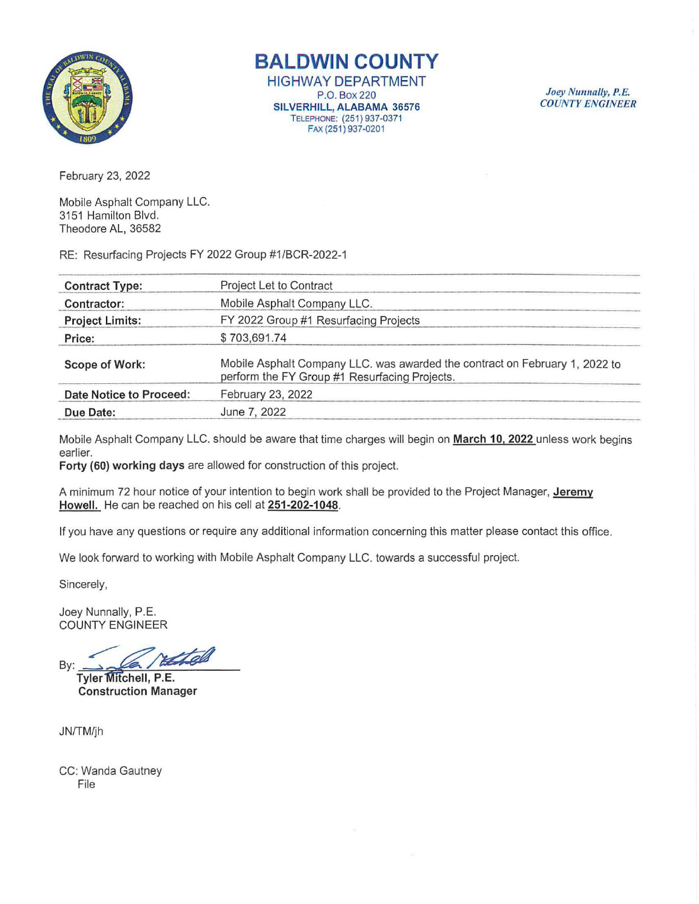# BALDWIN COUNTY

HIGHWAY DEPARTMENT
P.O. Box 220
**SILVERHILL, ALABAMA 36576**
TELEPHONE: (251) 937-0371
FAX (251) 937-0201

*Joey Nunnally, P.E.*
*COUNTY ENGINEER*

February 23, 2022

Mobile Asphalt Company LLC.
3151 Hamilton Blvd.
Theodore AL, 36582

RE: Resurfacing Projects FY 2022 Group #1/BCR-2022-1

| | |
|---|---|
| **Contract Type:** | Project Let to Contract |
| **Contractor:** | Mobile Asphalt Company LLC. |
| **Project Limits:** | FY 2022 Group #1 Resurfacing Projects |
| **Price:** | $ 703,691.74 |
| **Scope of Work:** | Mobile Asphalt Company LLC. was awarded the contract on February 1, 2022 to perform the FY Group #1 Resurfacing Projects. |
| **Date Notice to Proceed:** | February 23, 2022 |
| **Due Date:** | June 7, 2022 |

Mobile Asphalt Company LLC. should be aware that time charges will begin on **March 10, 2022** unless work begins earlier.
**Forty (60) working days** are allowed for construction of this project.

A minimum 72 hour notice of your intention to begin work shall be provided to the Project Manager, **Jeremy Howell.** He can be reached on his cell at **251-202-1048**.

If you have any questions or require any additional information concerning this matter please contact this office.

We look forward to working with Mobile Asphalt Company LLC. towards a successful project.

Sincerely,

Joey Nunnally, P.E.
COUNTY ENGINEER

By: ______________________
**Tyler Mitchell, P.E.**
**Construction Manager**

JN/TM/jh

CC: Wanda Gautney
File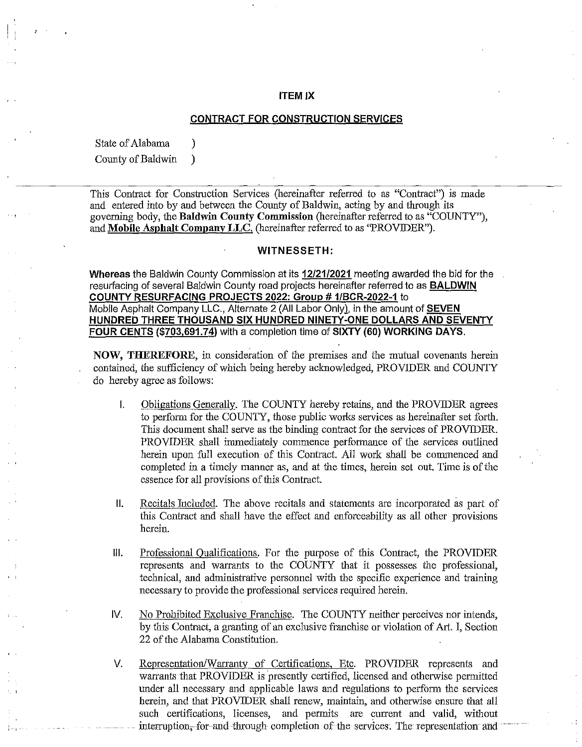**ITEM IX**

**CONTRACT FOR CONSTRUCTION SERVICES**

State of Alabama )
County of Baldwin )

This Contract for Construction Services (hereinafter referred to as "Contract") is made and entered into by and between the County of Baldwin, acting by and through its governing body, the **Baldwin County Commission** (hereinafter referred to as "COUNTY"), and **Mobile Asphalt Company LLC**, (hereinafter referred to as "PROVIDER").

**WITNESSETH:**

**Whereas** the Baldwin County Commission at its **12/21/2021** meeting awarded the bid for the resurfacing of several Baldwin County road projects hereinafter referred to as **BALDWIN COUNTY RESURFACING PROJECTS 2022: Group # 1/BCR-2022-1** to Mobile Asphalt Company LLC., Alternate 2 (All Labor Only), in the amount of **SEVEN HUNDRED THREE THOUSAND SIX HUNDRED NINETY-ONE DOLLARS AND SEVENTY FOUR CENTS ($703,691.74)** with a completion time of **SIXTY (60) WORKING DAYS**.

**NOW, THEREFORE**, in consideration of the premises and the mutual covenants herein contained, the sufficiency of which being hereby acknowledged, PROVIDER and COUNTY do hereby agree as follows:

I. Obligations Generally. The COUNTY hereby retains, and the PROVIDER agrees to perform for the COUNTY, those public works services as hereinafter set forth. This document shall serve as the binding contract for the services of PROVIDER. PROVIDER shall immediately commence performance of the services outlined herein upon full execution of this Contract. All work shall be commenced and completed in a timely manner as, and at the times, herein set out. Time is of the essence for all provisions of this Contract.

II. Recitals Included. The above recitals and statements are incorporated as part of this Contract and shall have the effect and enforceability as all other provisions herein.

III. Professional Qualifications. For the purpose of this Contract, the PROVIDER represents and warrants to the COUNTY that it possesses the professional, technical, and administrative personnel with the specific experience and training necessary to provide the professional services required herein.

IV. No Prohibited Exclusive Franchise. The COUNTY neither perceives nor intends, by this Contract, a granting of an exclusive franchise or violation of Art. I, Section 22 of the Alabama Constitution.

V. Representation/Warranty of Certifications, Etc. PROVIDER represents and warrants that PROVIDER is presently certified, licensed and otherwise permitted under all necessary and applicable laws and regulations to perform the services herein, and that PROVIDER shall renew, maintain, and otherwise ensure that all such certifications, licenses, and permits are current and valid, without interruption, for and through completion of the services. The representation and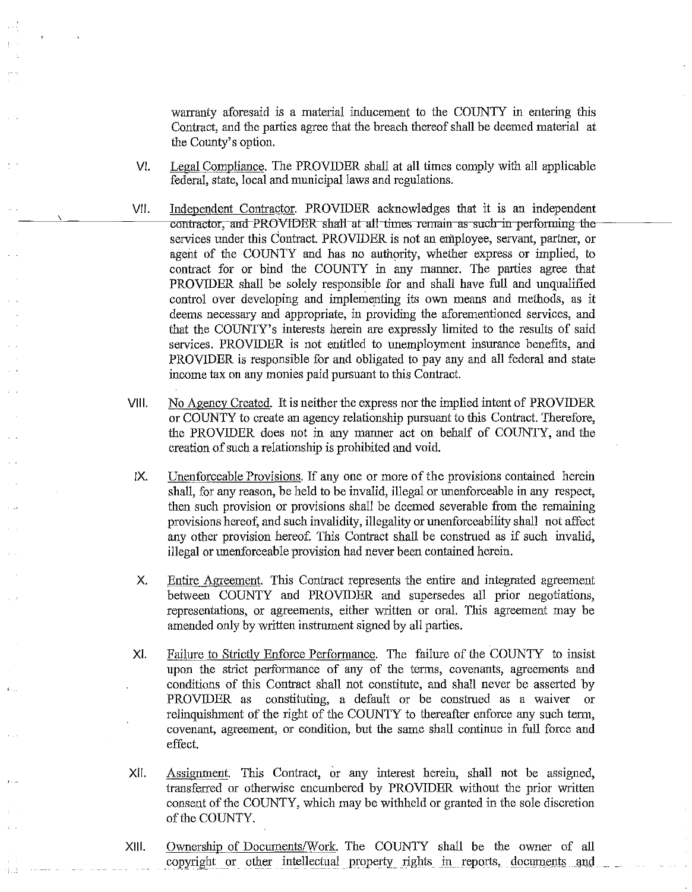warranty aforesaid is a material inducement to the COUNTY in entering this Contract, and the parties agree that the breach thereof shall be deemed material at the County's option.

VI. Legal Compliance. The PROVIDER shall at all times comply with all applicable federal, state, local and municipal laws and regulations.

VII. Independent Contractor. PROVIDER acknowledges that it is an independent contractor, and PROVIDER shall at all times remain as such in performing the services under this Contract. PROVIDER is not an employee, servant, partner, or agent of the COUNTY and has no authority, whether express or implied, to contract for or bind the COUNTY in any manner. The parties agree that PROVIDER shall be solely responsible for and shall have full and unqualified control over developing and implementing its own means and methods, as it deems necessary and appropriate, in providing the aforementioned services, and that the COUNTY's interests herein are expressly limited to the results of said services. PROVIDER is not entitled to unemployment insurance benefits, and PROVIDER is responsible for and obligated to pay any and all federal and state income tax on any monies paid pursuant to this Contract.

VIII. No Agency Created. It is neither the express nor the implied intent of PROVIDER or COUNTY to create an agency relationship pursuant to this Contract. Therefore, the PROVIDER does not in any manner act on behalf of COUNTY, and the creation of such a relationship is prohibited and void.

IX. Unenforceable Provisions. If any one or more of the provisions contained herein shall, for any reason, be held to be invalid, illegal or unenforceable in any respect, then such provision or provisions shall be deemed severable from the remaining provisions hereof, and such invalidity, illegality or unenforceability shall not affect any other provision hereof. This Contract shall be construed as if such invalid, illegal or unenforceable provision had never been contained herein.

X. Entire Agreement. This Contract represents the entire and integrated agreement between COUNTY and PROVIDER and supersedes all prior negotiations, representations, or agreements, either written or oral. This agreement may be amended only by written instrument signed by all parties.

XI. Failure to Strictly Enforce Performance. The failure of the COUNTY to insist upon the strict performance of any of the terms, covenants, agreements and conditions of this Contract shall not constitute, and shall never be asserted by PROVIDER as constituting, a default or be construed as a waiver or relinquishment of the right of the COUNTY to thereafter enforce any such term, covenant, agreement, or condition, but the same shall continue in full force and effect.

XII. Assignment. This Contract, or any interest herein, shall not be assigned, transferred or otherwise encumbered by PROVIDER without the prior written consent of the COUNTY, which may be withheld or granted in the sole discretion of the COUNTY.

XIII. Ownership of Documents/Work. The COUNTY shall be the owner of all copyright or other intellectual property rights in reports, documents and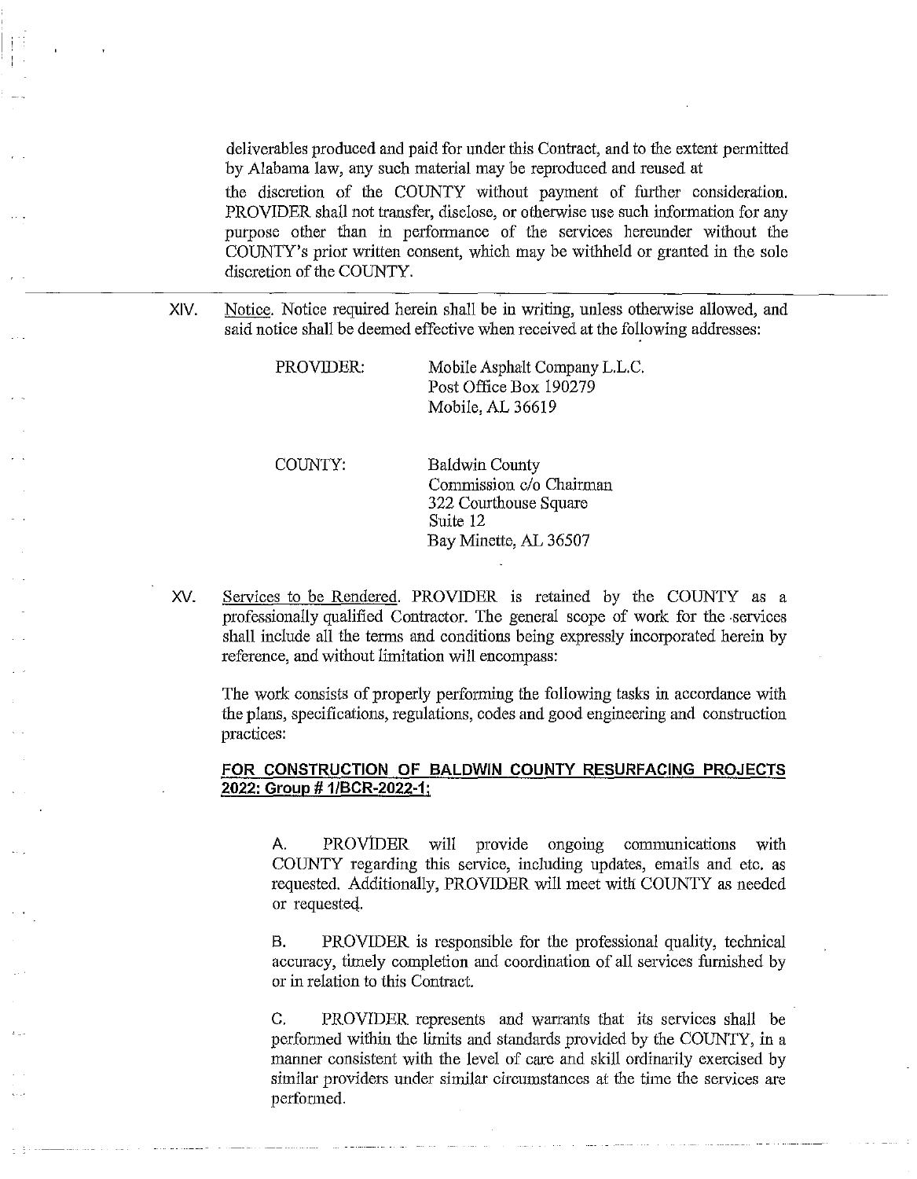deliverables produced and paid for under this Contract, and to the extent permitted by Alabama law, any such material may be reproduced and reused at the discretion of the COUNTY without payment of further consideration. PROVIDER shall not transfer, disclose, or otherwise use such information for any purpose other than in performance of the services hereunder without the COUNTY's prior written consent, which may be withheld or granted in the sole discretion of the COUNTY.

XIV. Notice. Notice required herein shall be in writing, unless otherwise allowed, and said notice shall be deemed effective when received at the following addresses:

PROVIDER:

Mobile Asphalt Company L.L.C.
Post Office Box 190279
Mobile, AL 36619

COUNTY:

Baldwin County
Commission c/o Chairman
322 Courthouse Square
Suite 12
Bay Minette, AL 36507

XV. Services to be Rendered. PROVIDER is retained by the COUNTY as a professionally qualified Contractor. The general scope of work for the services shall include all the terms and conditions being expressly incorporated herein by reference, and without limitation will encompass:

The work consists of properly performing the following tasks in accordance with the plans, specifications, regulations, codes and good engineering and construction practices:

**FOR CONSTRUCTION OF BALDWIN COUNTY RESURFACING PROJECTS 2022: Group # 1/BCR-2022-1;**

A. PROVIDER will provide ongoing communications with COUNTY regarding this service, including updates, emails and etc. as requested. Additionally, PROVIDER will meet with COUNTY as needed or requested.

B. PROVIDER is responsible for the professional quality, technical accuracy, timely completion and coordination of all services furnished by or in relation to this Contract.

C. PROVIDER represents and warrants that its services shall be performed within the limits and standards provided by the COUNTY, in a manner consistent with the level of care and skill ordinarily exercised by similar providers under similar circumstances at the time the services are performed.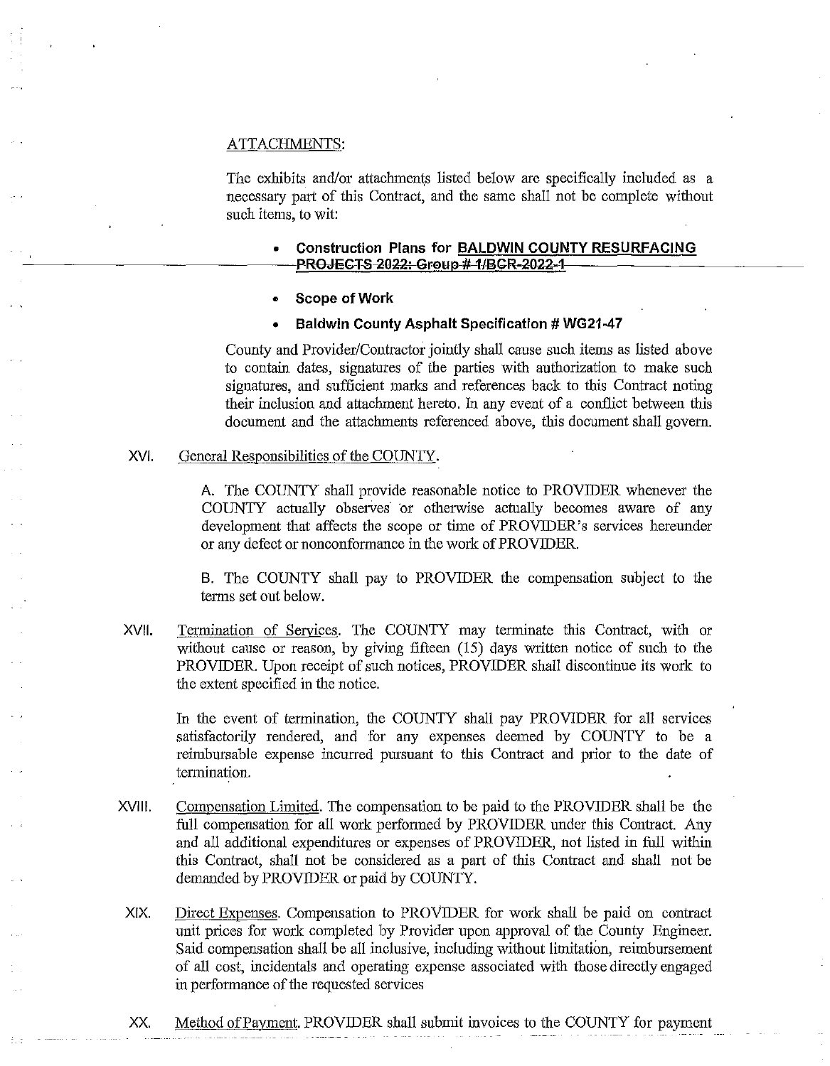ATTACHMENTS:

The exhibits and/or attachments listed below are specifically included as a necessary part of this Contract, and the same shall not be complete without such items, to wit:

- **Construction Plans for BALDWIN COUNTY RESURFACING PROJECTS 2022: Group # 1/BCR-2022-1**
- **Scope of Work**
- **Baldwin County Asphalt Specification # WG21-47**

County and Provider/Contractor jointly shall cause such items as listed above to contain dates, signatures of the parties with authorization to make such signatures, and sufficient marks and references back to this Contract noting their inclusion and attachment hereto. In any event of a conflict between this document and the attachments referenced above, this document shall govern.

XVI. General Responsibilities of the COUNTY.

A. The COUNTY shall provide reasonable notice to PROVIDER whenever the COUNTY actually observes or otherwise actually becomes aware of any development that affects the scope or time of PROVIDER's services hereunder or any defect or nonconformance in the work of PROVIDER.

B. The COUNTY shall pay to PROVIDER the compensation subject to the terms set out below.

XVII. Termination of Services. The COUNTY may terminate this Contract, with or without cause or reason, by giving fifteen (15) days written notice of such to the PROVIDER. Upon receipt of such notices, PROVIDER shall discontinue its work to the extent specified in the notice.

In the event of termination, the COUNTY shall pay PROVIDER for all services satisfactorily rendered, and for any expenses deemed by COUNTY to be a reimbursable expense incurred pursuant to this Contract and prior to the date of termination.

XVIII. Compensation Limited. The compensation to be paid to the PROVIDER shall be the full compensation for all work performed by PROVIDER under this Contract. Any and all additional expenditures or expenses of PROVIDER, not listed in full within this Contract, shall not be considered as a part of this Contract and shall not be demanded by PROVIDER or paid by COUNTY.

XIX. Direct Expenses. Compensation to PROVIDER for work shall be paid on contract unit prices for work completed by Provider upon approval of the County Engineer. Said compensation shall be all inclusive, including without limitation, reimbursement of all cost, incidentals and operating expense associated with those directly engaged in performance of the requested services

XX. Method of Payment. PROVIDER shall submit invoices to the COUNTY for payment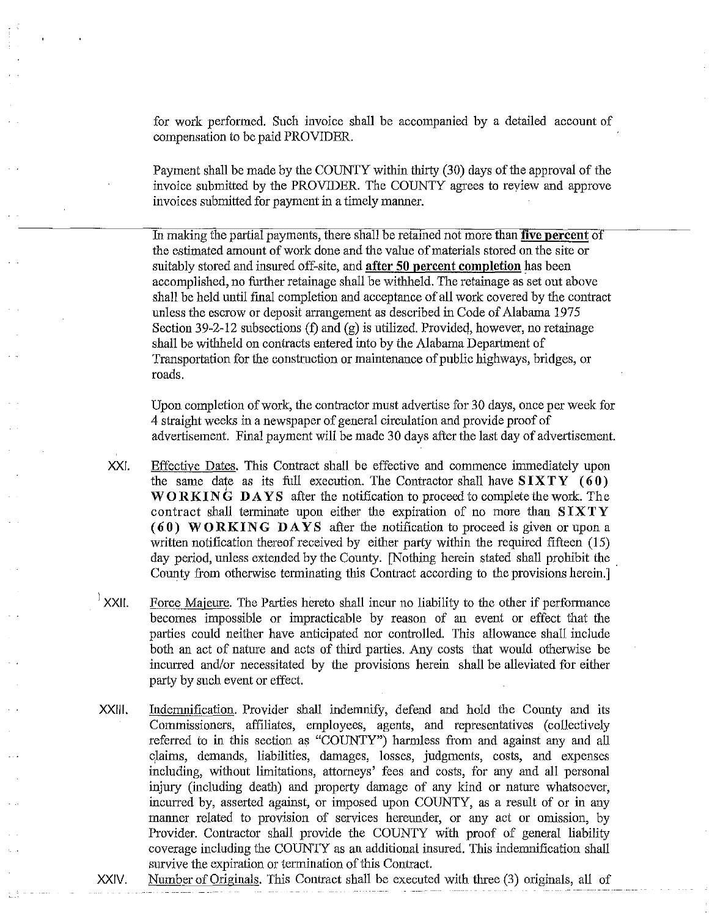for work performed. Such invoice shall be accompanied by a detailed account of compensation to be paid PROVIDER.

Payment shall be made by the COUNTY within thirty (30) days of the approval of the invoice submitted by the PROVIDER. The COUNTY agrees to review and approve invoices submitted for payment in a timely manner.

In making the partial payments, there shall be retained not more than **five percent** of the estimated amount of work done and the value of materials stored on the site or suitably stored and insured off-site, and **after 50 percent completion** has been accomplished, no further retainage shall be withheld. The retainage as set out above shall be held until final completion and acceptance of all work covered by the contract unless the escrow or deposit arrangement as described in Code of Alabama 1975 Section 39-2-12 subsections (f) and (g) is utilized. Provided, however, no retainage shall be withheld on contracts entered into by the Alabama Department of Transportation for the construction or maintenance of public highways, bridges, or roads.

Upon completion of work, the contractor must advertise for 30 days, once per week for 4 straight weeks in a newspaper of general circulation and provide proof of advertisement. Final payment will be made 30 days after the last day of advertisement.

XXI. Effective Dates. This Contract shall be effective and commence immediately upon the same date as its full execution. The Contractor shall have **SIXTY (60) WORKING DAYS** after the notification to proceed to complete the work. The contract shall terminate upon either the expiration of no more than **SIXTY (60) WORKING DAYS** after the notification to proceed is given or upon a written notification thereof received by either party within the required fifteen (15) day period, unless extended by the County. [Nothing herein stated shall prohibit the County from otherwise terminating this Contract according to the provisions herein.]

XXII. Force Majeure. The Parties hereto shall incur no liability to the other if performance becomes impossible or impracticable by reason of an event or effect that the parties could neither have anticipated nor controlled. This allowance shall include both an act of nature and acts of third parties. Any costs that would otherwise be incurred and/or necessitated by the provisions herein shall be alleviated for either party by such event or effect.

XXIII. Indemnification. Provider shall indemnify, defend and hold the County and its Commissioners, affiliates, employees, agents, and representatives (collectively referred to in this section as "COUNTY") harmless from and against any and all claims, demands, liabilities, damages, losses, judgments, costs, and expenses including, without limitations, attorneys' fees and costs, for any and all personal injury (including death) and property damage of any kind or nature whatsoever, incurred by, asserted against, or imposed upon COUNTY, as a result of or in any manner related to provision of services hereunder, or any act or omission, by Provider. Contractor shall provide the COUNTY with proof of general liability coverage including the COUNTY as an additional insured. This indemnification shall survive the expiration or termination of this Contract.

XXIV. Number of Originals. This Contract shall be executed with three (3) originals, all of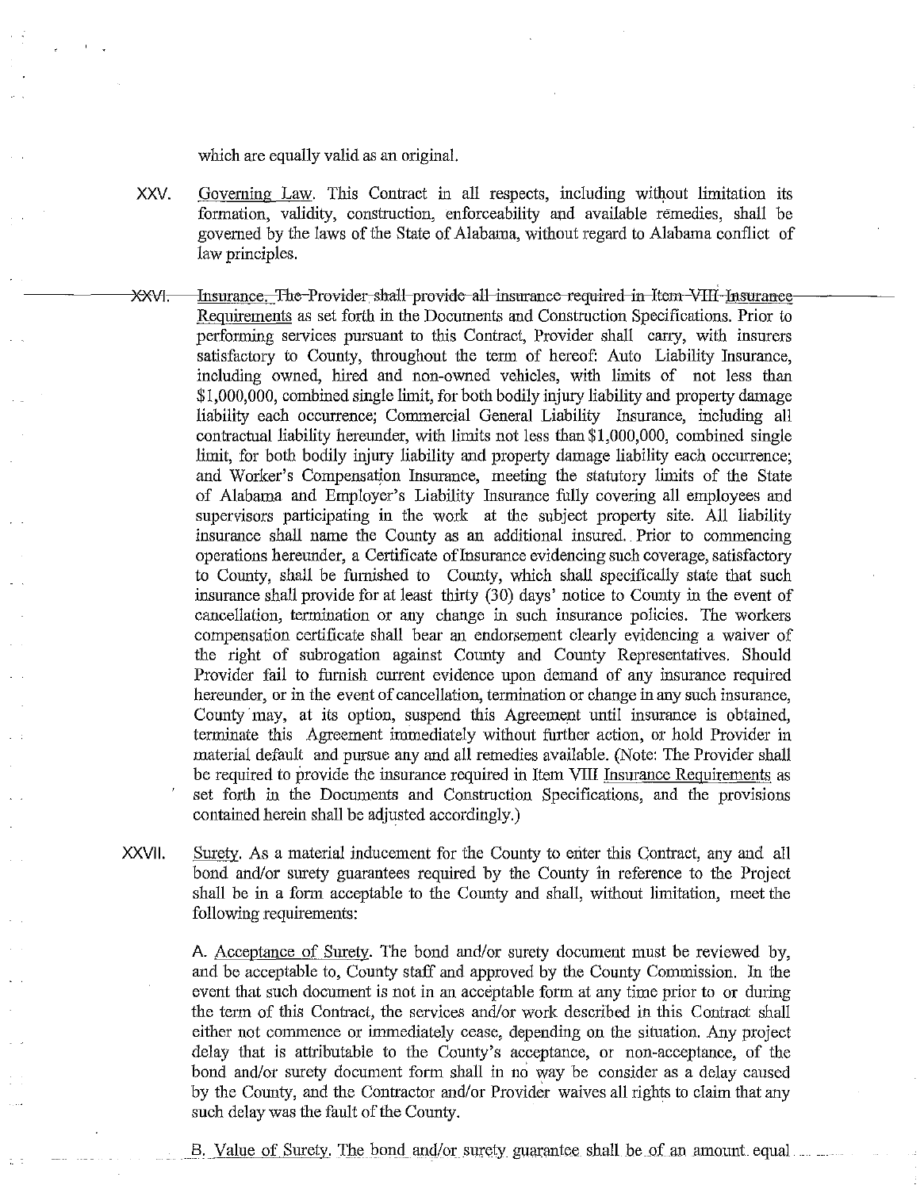which are equally valid as an original.

XXV. Governing Law. This Contract in all respects, including without limitation its formation, validity, construction, enforceability and available remedies, shall be governed by the laws of the State of Alabama, without regard to Alabama conflict of law principles.

XXVI. Insurance. The Provider shall provide all insurance required in Item VIII Insurance Requirements as set forth in the Documents and Construction Specifications. Prior to performing services pursuant to this Contract, Provider shall carry, with insurers satisfactory to County, throughout the term of hereof: Auto Liability Insurance, including owned, hired and non-owned vehicles, with limits of not less than $1,000,000, combined single limit, for both bodily injury liability and property damage liability each occurrence; Commercial General Liability Insurance, including all contractual liability hereunder, with limits not less than $1,000,000, combined single limit, for both bodily injury liability and property damage liability each occurrence; and Worker's Compensation Insurance, meeting the statutory limits of the State of Alabama and Employer's Liability Insurance fully covering all employees and supervisors participating in the work at the subject property site. All liability insurance shall name the County as an additional insured. Prior to commencing operations hereunder, a Certificate of Insurance evidencing such coverage, satisfactory to County, shall be furnished to County, which shall specifically state that such insurance shall provide for at least thirty (30) days' notice to County in the event of cancellation, termination or any change in such insurance policies. The workers compensation certificate shall bear an endorsement clearly evidencing a waiver of the right of subrogation against County and County Representatives. Should Provider fail to furnish current evidence upon demand of any insurance required hereunder, or in the event of cancellation, termination or change in any such insurance, County may, at its option, suspend this Agreement until insurance is obtained, terminate this Agreement immediately without further action, or hold Provider in material default and pursue any and all remedies available. (Note: The Provider shall be required to provide the insurance required in Item VIII Insurance Requirements as set forth in the Documents and Construction Specifications, and the provisions contained herein shall be adjusted accordingly.)

XXVII. Surety. As a material inducement for the County to enter this Contract, any and all bond and/or surety guarantees required by the County in reference to the Project shall be in a form acceptable to the County and shall, without limitation, meet the following requirements:

A. Acceptance of Surety. The bond and/or surety document must be reviewed by, and be acceptable to, County staff and approved by the County Commission. In the event that such document is not in an acceptable form at any time prior to or during the term of this Contract, the services and/or work described in this Contract shall either not commence or immediately cease, depending on the situation. Any project delay that is attributable to the County's acceptance, or non-acceptance, of the bond and/or surety document form shall in no way be consider as a delay caused by the County, and the Contractor and/or Provider waives all rights to claim that any such delay was the fault of the County.

B. Value of Surety. The bond and/or surety guarantee shall be of an amount equal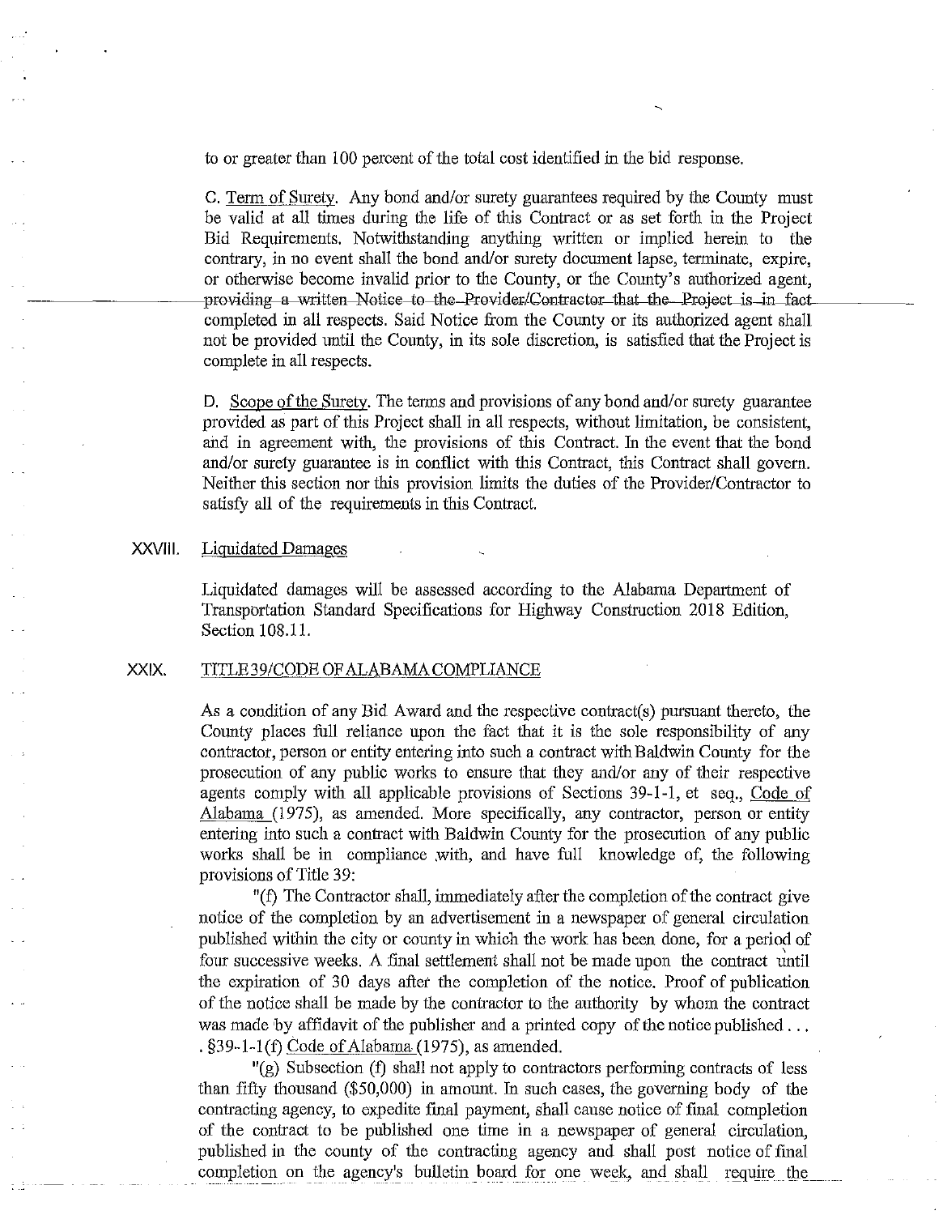to or greater than 100 percent of the total cost identified in the bid response.

C. Term of Surety. Any bond and/or surety guarantees required by the County must be valid at all times during the life of this Contract or as set forth in the Project Bid Requirements. Notwithstanding anything written or implied herein to the contrary, in no event shall the bond and/or surety document lapse, terminate, expire, or otherwise become invalid prior to the County, or the County's authorized agent, providing a written Notice to the Provider/Contractor that the Project is in fact completed in all respects. Said Notice from the County or its authorized agent shall not be provided until the County, in its sole discretion, is satisfied that the Project is complete in all respects.

D. Scope of the Surety. The terms and provisions of any bond and/or surety guarantee provided as part of this Project shall in all respects, without limitation, be consistent, and in agreement with, the provisions of this Contract. In the event that the bond and/or surety guarantee is in conflict with this Contract, this Contract shall govern. Neither this section nor this provision limits the duties of the Provider/Contractor to satisfy all of the requirements in this Contract.

## XXVIII. Liquidated Damages

Liquidated damages will be assessed according to the Alabama Department of Transportation Standard Specifications for Highway Construction 2018 Edition, Section 108.11.

## XXIX. TITLE 39/CODE OF ALABAMA COMPLIANCE

As a condition of any Bid Award and the respective contract(s) pursuant thereto, the County places full reliance upon the fact that it is the sole responsibility of any contractor, person or entity entering into such a contract with Baldwin County for the prosecution of any public works to ensure that they and/or any of their respective agents comply with all applicable provisions of Sections 39-1-1, et seq., Code of Alabama (1975), as amended. More specifically, any contractor, person or entity entering into such a contract with Baldwin County for the prosecution of any public works shall be in compliance with, and have full knowledge of, the following provisions of Title 39:

"(f) The Contractor shall, immediately after the completion of the contract give notice of the completion by an advertisement in a newspaper of general circulation published within the city or county in which the work has been done, for a period of four successive weeks. A final settlement shall not be made upon the contract until the expiration of 30 days after the completion of the notice. Proof of publication of the notice shall be made by the contractor to the authority by whom the contract was made by affidavit of the publisher and a printed copy of the notice published . . . . §39-1-1(f) Code of Alabama (1975), as amended.

"(g) Subsection (f) shall not apply to contractors performing contracts of less than fifty thousand ($50,000) in amount. In such cases, the governing body of the contracting agency, to expedite final payment, shall cause notice of final completion of the contract to be published one time in a newspaper of general circulation, published in the county of the contracting agency and shall post notice of final completion on the agency's bulletin board for one week, and shall require the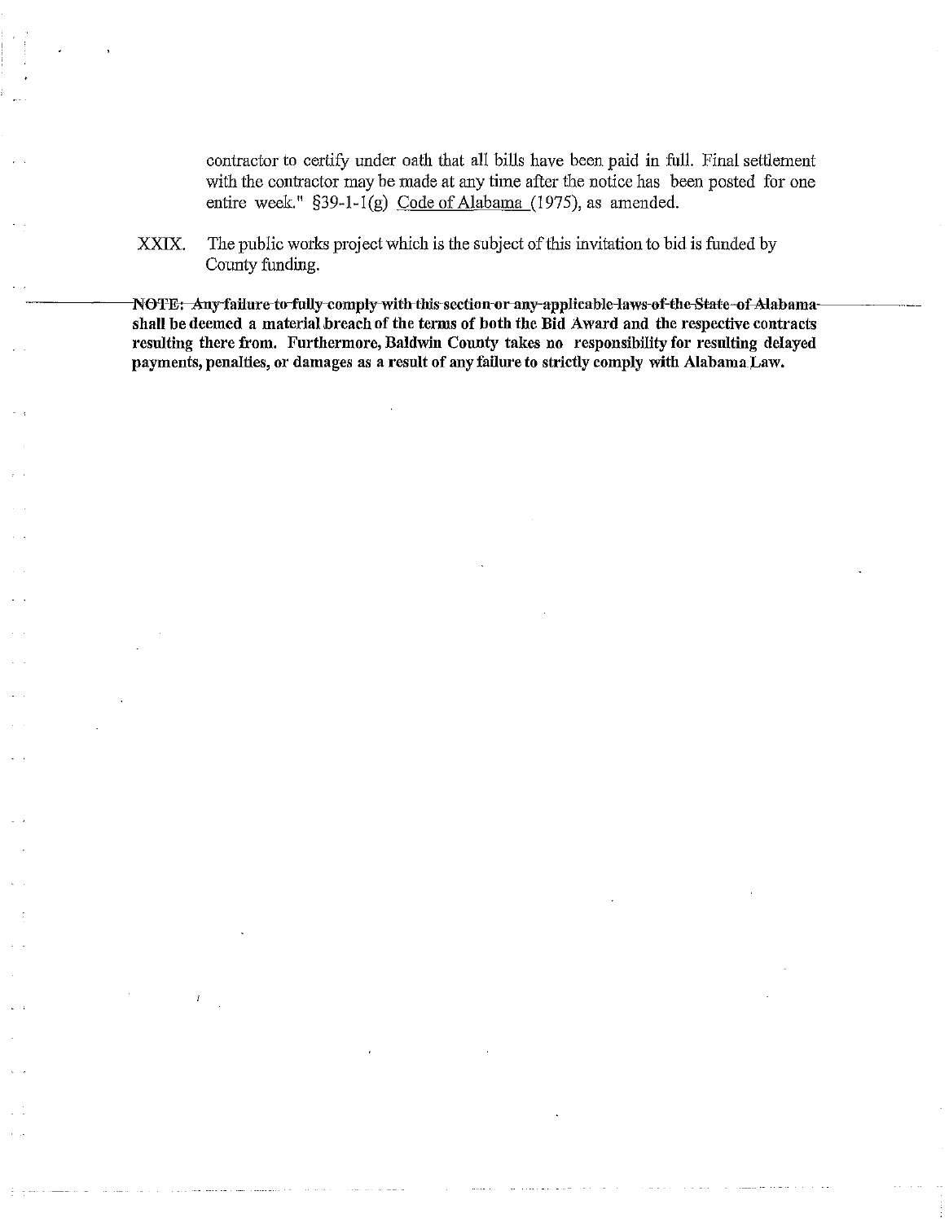contractor to certify under oath that all bills have been paid in full. Final settlement with the contractor may be made at any time after the notice has been posted for one entire week." §39-1-1(g) Code of Alabama (1975), as amended.

XXIX. The public works project which is the subject of this invitation to bid is funded by County funding.

**NOTE: Any failure to fully comply with this section or any applicable laws of the State of Alabama shall be deemed a material breach of the terms of both the Bid Award and the respective contracts resulting there from. Furthermore, Baldwin County takes no responsibility for resulting delayed payments, penalties, or damages as a result of any failure to strictly comply with Alabama Law.**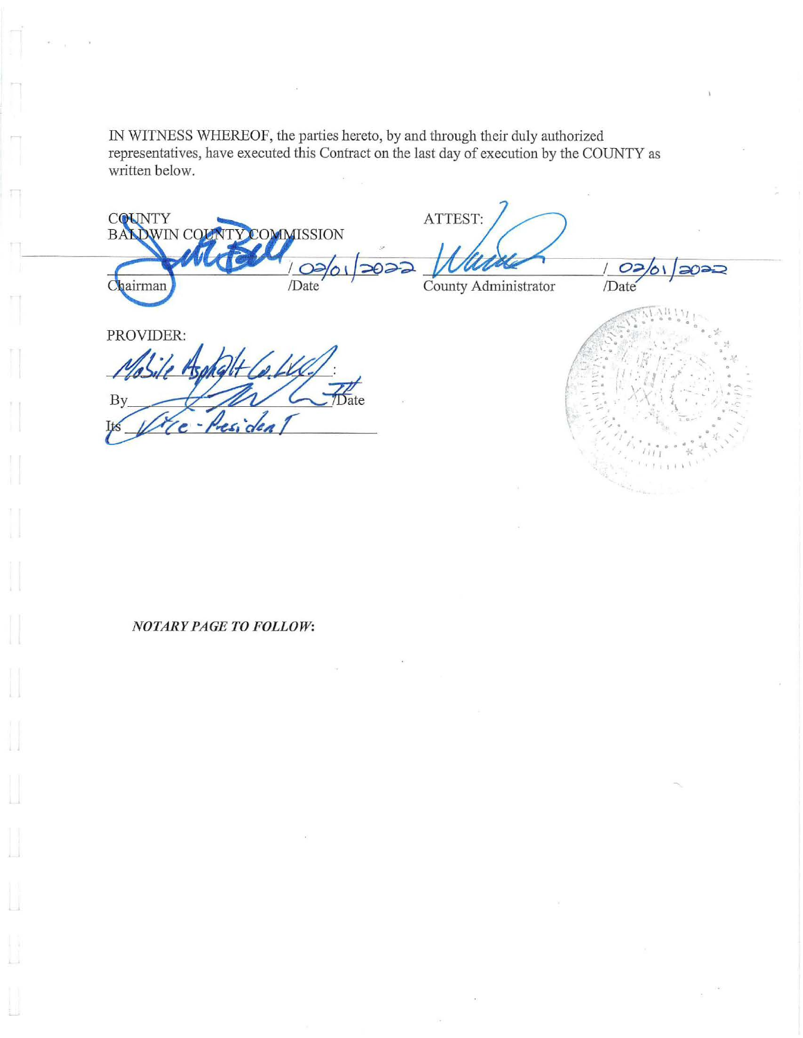IN WITNESS WHEREOF, the parties hereto, by and through their duly authorized representatives, have executed this Contract on the last day of execution by the COUNTY as written below.

COUNTY
BALDWIN COUNTY COMMISSION

_______________________ / 02/01/2022
Chairman /Date

ATTEST:

_______________________ / 02/01/2022
County Administrator /Date

PROVIDER:

Mobile Asphalt Co. LLC :

By_______________________ /Date

Its Vice-President

*NOTARY PAGE TO FOLLOW:*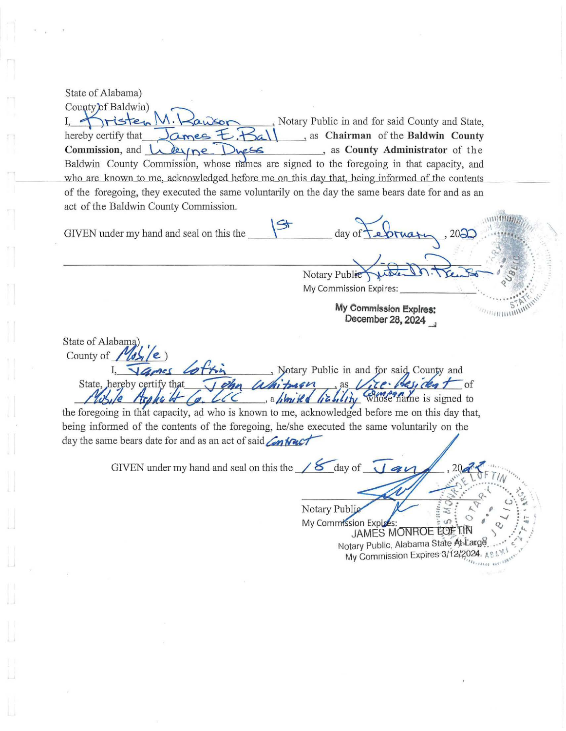State of Alabama)

County of Baldwin)

I, Kristen M. Rawson, Notary Public in and for said County and State, hereby certify that James E. Ball, as **Chairman** of the **Baldwin County Commission**, and Wayne Dyess, as **County Administrator** of the Baldwin County Commission, whose names are signed to the foregoing in that capacity, and who are known to me, acknowledged before me on this day that, being informed of the contents of the foregoing, they executed the same voluntarily on the day the same bears date for and as an act of the Baldwin County Commission.

GIVEN under my hand and seal on this the 1st day of February, 2022

Notary Public

My Commission Expires:

**My Commission Expires: December 28, 2024**

State of Alabama)

County of Mobile)

I, James Loftin, Notary Public in and for said County and State, hereby certify that John Whitmer, as Vice-President of Mobile Asphalt Co. LLC, a limited liability company whose name is signed to the foregoing in that capacity, ad who is known to me, acknowledged before me on this day that, being informed of the contents of the foregoing, he/she executed the same voluntarily on the day the same bears date for and as an act of said Contract

GIVEN under my hand and seal on this the 18 day of Jan, 2022

Notary Public

My Commission Expires:

JAMES MONROE LOFTIN

Notary Public, Alabama State At Large

My Commission Expires 3/12/2024